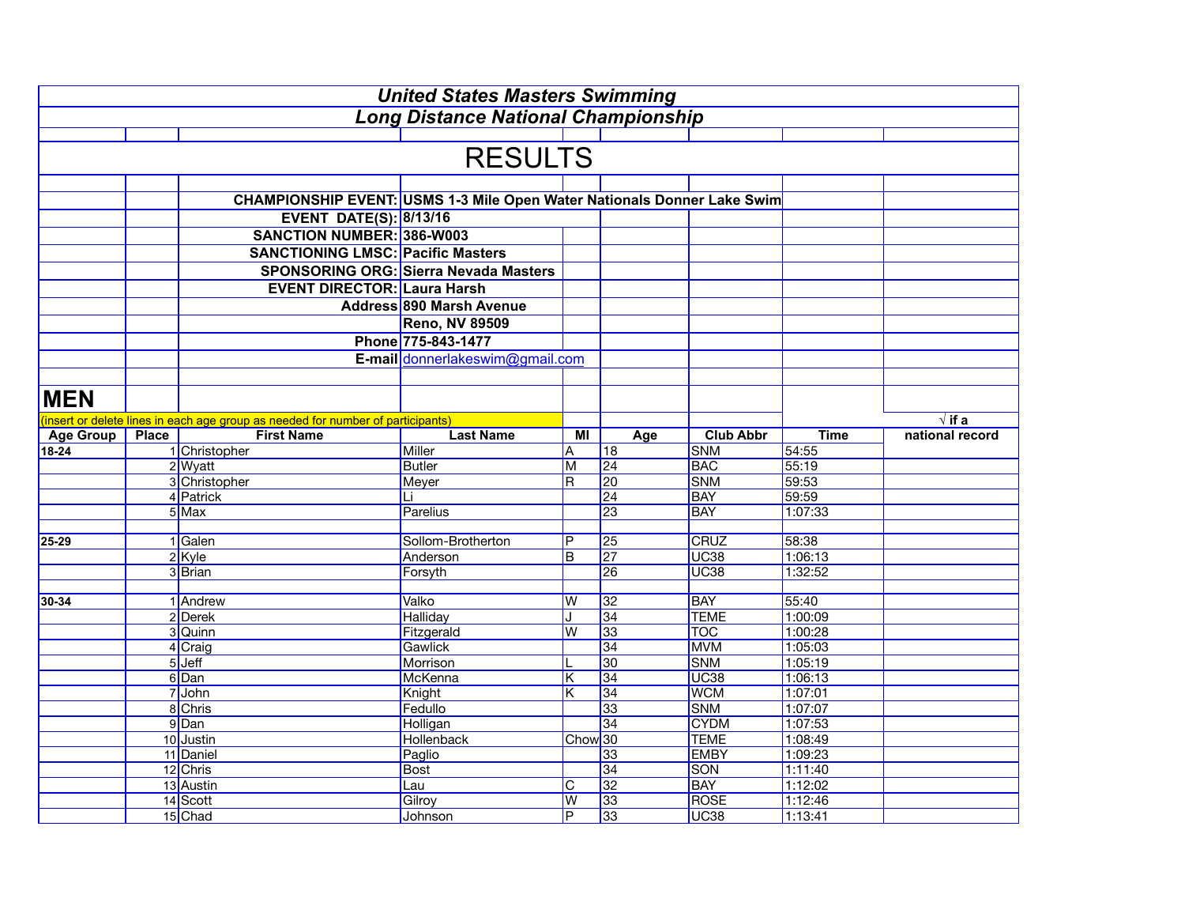# *United States Masters Swimming*

## *Long Distance National Championship*

# RESULTS

**CHAMPIONSHIP EVENT:** **USMS 1-3 Mile Open Water Nationals Donner Lake Swim**

**EVENT DATE(S):** **8/13/16**

**SANCTION NUMBER:** **386-W003**

**SANCTIONING LMSC:** **Pacific Masters**

**SPONSORING ORG:** **Sierra Nevada Masters**

**EVENT DIRECTOR:** **Laura Harsh**

**Address** **890 Marsh Avenue**
**Reno, NV 89509**

**Phone** **775-843-1477**

**E-mail** donnerlakeswim@gmail.com

## MEN

(insert or delete lines in each age group as needed for number of participants)

| Age Group | Place | First Name | Last Name | MI | Age | Club Abbr | Time | √ if a national record |
|---|---|---|---|---|---|---|---|---|
| 18-24 | 1 | Christopher | Miller | A | 18 | SNM | 54:55 | |
| | 2 | Wyatt | Butler | M | 24 | BAC | 55:19 | |
| | 3 | Christopher | Meyer | R | 20 | SNM | 59:53 | |
| | 4 | Patrick | Li | | 24 | BAY | 59:59 | |
| | 5 | Max | Parelius | | 23 | BAY | 1:07:33 | |
| | | | | | | | | |
| 25-29 | 1 | Galen | Sollom-Brotherton | P | 25 | CRUZ | 58:38 | |
| | 2 | Kyle | Anderson | B | 27 | UC38 | 1:06:13 | |
| | 3 | Brian | Forsyth | | 26 | UC38 | 1:32:52 | |
| | | | | | | | | |
| 30-34 | 1 | Andrew | Valko | W | 32 | BAY | 55:40 | |
| | 2 | Derek | Halliday | J | 34 | TEME | 1:00:09 | |
| | 3 | Quinn | Fitzgerald | W | 33 | TOC | 1:00:28 | |
| | 4 | Craig | Gawlick | | 34 | MVM | 1:05:03 | |
| | 5 | Jeff | Morrison | L | 30 | SNM | 1:05:19 | |
| | 6 | Dan | McKenna | K | 34 | UC38 | 1:06:13 | |
| | 7 | John | Knight | K | 34 | WCM | 1:07:01 | |
| | 8 | Chris | Fedullo | | 33 | SNM | 1:07:07 | |
| | 9 | Dan | Holligan | | 34 | CYDM | 1:07:53 | |
| | 10 | Justin | Hollenback | Chow | 30 | TEME | 1:08:49 | |
| | 11 | Daniel | Paglio | | 33 | EMBY | 1:09:23 | |
| | 12 | Chris | Bost | | 34 | SON | 1:11:40 | |
| | 13 | Austin | Lau | C | 32 | BAY | 1:12:02 | |
| | 14 | Scott | Gilroy | W | 33 | ROSE | 1:12:46 | |
| | 15 | Chad | Johnson | P | 33 | UC38 | 1:13:41 | |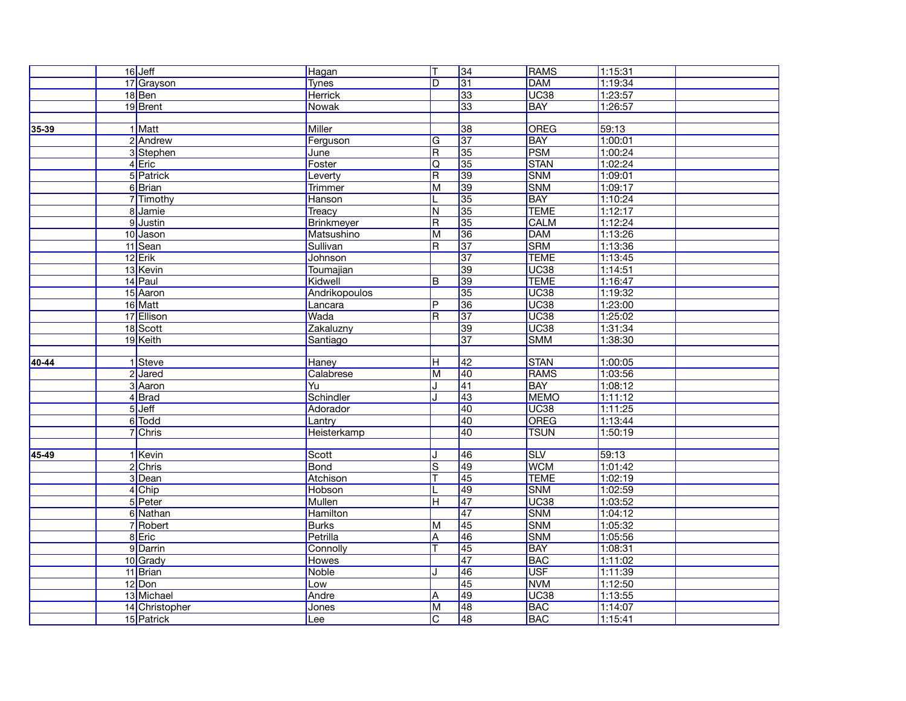| | | | | | | | | |
|---|---|---|---|---|---|---|---|---|
| | 16 | Jeff | Hagan | T | 34 | RAMS | 1:15:31 | |
| | 17 | Grayson | Tynes | D | 31 | DAM | 1:19:34 | |
| | 18 | Ben | Herrick | | 33 | UC38 | 1:23:57 | |
| | 19 | Brent | Nowak | | 33 | BAY | 1:26:57 | |
| | | | | | | | | |
| **35-39** | 1 | Matt | Miller | | 38 | OREG | 59:13 | |
| | 2 | Andrew | Ferguson | G | 37 | BAY | 1:00:01 | |
| | 3 | Stephen | June | R | 35 | PSM | 1:00:24 | |
| | 4 | Eric | Foster | Q | 35 | STAN | 1:02:24 | |
| | 5 | Patrick | Leverty | R | 39 | SNM | 1:09:01 | |
| | 6 | Brian | Trimmer | M | 39 | SNM | 1:09:17 | |
| | 7 | Timothy | Hanson | L | 35 | BAY | 1:10:24 | |
| | 8 | Jamie | Treacy | N | 35 | TEME | 1:12:17 | |
| | 9 | Justin | Brinkmeyer | R | 35 | CALM | 1:12:24 | |
| | 10 | Jason | Matsushino | M | 36 | DAM | 1:13:26 | |
| | 11 | Sean | Sullivan | R | 37 | SRM | 1:13:36 | |
| | 12 | Erik | Johnson | | 37 | TEME | 1:13:45 | |
| | 13 | Kevin | Toumajian | | 39 | UC38 | 1:14:51 | |
| | 14 | Paul | Kidwell | B | 39 | TEME | 1:16:47 | |
| | 15 | Aaron | Andrikopoulos | | 35 | UC38 | 1:19:32 | |
| | 16 | Matt | Lancara | P | 36 | UC38 | 1:23:00 | |
| | 17 | Ellison | Wada | R | 37 | UC38 | 1:25:02 | |
| | 18 | Scott | Zakaluzny | | 39 | UC38 | 1:31:34 | |
| | 19 | Keith | Santiago | | 37 | SMM | 1:38:30 | |
| | | | | | | | | |
| **40-44** | 1 | Steve | Haney | H | 42 | STAN | 1:00:05 | |
| | 2 | Jared | Calabrese | M | 40 | RAMS | 1:03:56 | |
| | 3 | Aaron | Yu | J | 41 | BAY | 1:08:12 | |
| | 4 | Brad | Schindler | J | 43 | MEMO | 1:11:12 | |
| | 5 | Jeff | Adorador | | 40 | UC38 | 1:11:25 | |
| | 6 | Todd | Lantry | | 40 | OREG | 1:13:44 | |
| | 7 | Chris | Heisterkamp | | 40 | TSUN | 1:50:19 | |
| | | | | | | | | |
| **45-49** | 1 | Kevin | Scott | J | 46 | SLV | 59:13 | |
| | 2 | Chris | Bond | S | 49 | WCM | 1:01:42 | |
| | 3 | Dean | Atchison | T | 45 | TEME | 1:02:19 | |
| | 4 | Chip | Hobson | L | 49 | SNM | 1:02:59 | |
| | 5 | Peter | Mullen | H | 47 | UC38 | 1:03:52 | |
| | 6 | Nathan | Hamilton | | 47 | SNM | 1:04:12 | |
| | 7 | Robert | Burks | M | 45 | SNM | 1:05:32 | |
| | 8 | Eric | Petrilla | A | 46 | SNM | 1:05:56 | |
| | 9 | Darrin | Connolly | T | 45 | BAY | 1:08:31 | |
| | 10 | Grady | Howes | | 47 | BAC | 1:11:02 | |
| | 11 | Brian | Noble | J | 46 | USF | 1:11:39 | |
| | 12 | Don | Low | | 45 | NVM | 1:12:50 | |
| | 13 | Michael | Andre | A | 49 | UC38 | 1:13:55 | |
| | 14 | Christopher | Jones | M | 48 | BAC | 1:14:07 | |
| | 15 | Patrick | Lee | C | 48 | BAC | 1:15:41 | |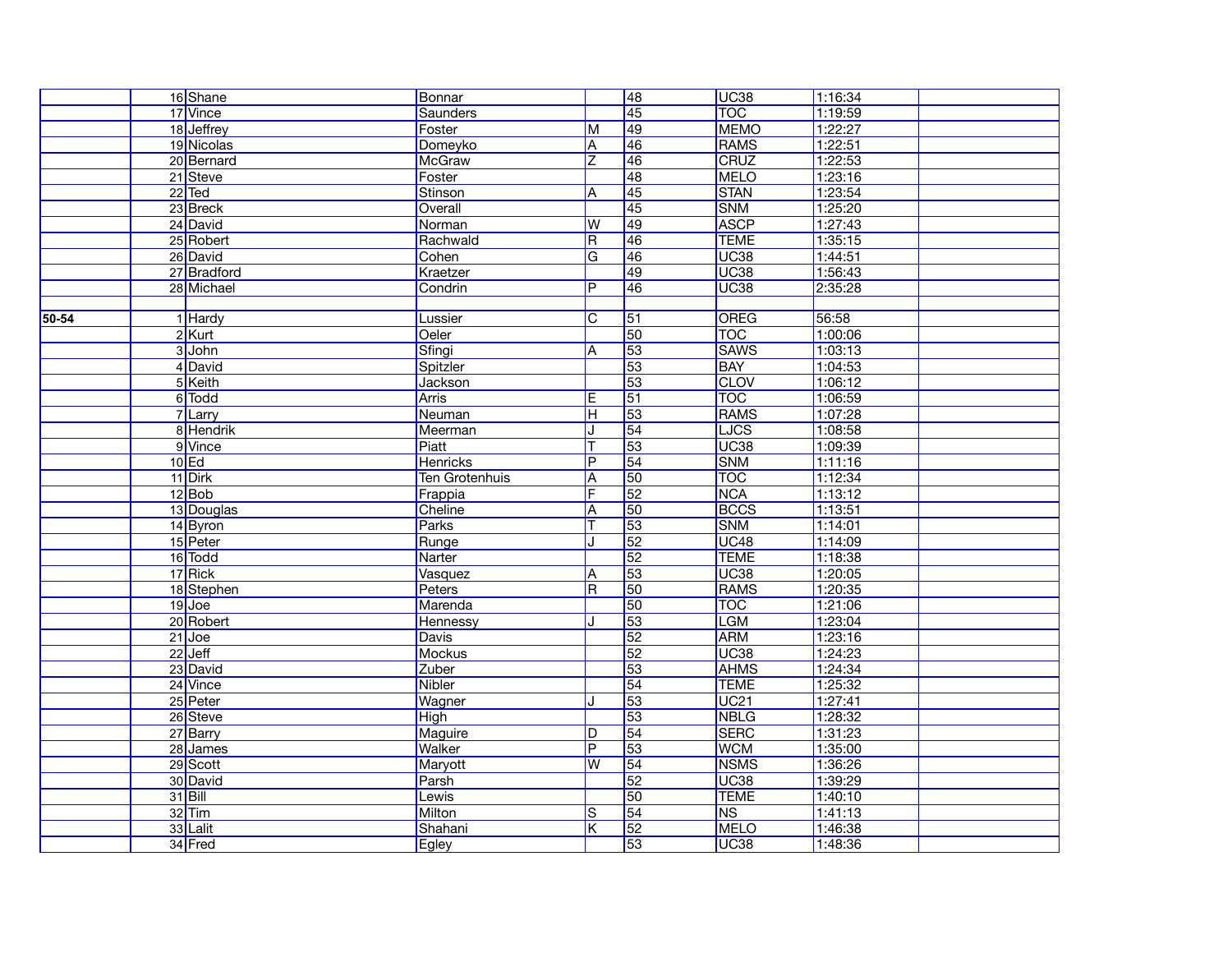| | | | | | | | | |
|---|---|---|---|---|---|---|---|---|
| | 16 | Shane | Bonnar | | 48 | UC38 | 1:16:34 | |
| | 17 | Vince | Saunders | | 45 | TOC | 1:19:59 | |
| | 18 | Jeffrey | Foster | M | 49 | MEMO | 1:22:27 | |
| | 19 | Nicolas | Domeyko | A | 46 | RAMS | 1:22:51 | |
| | 20 | Bernard | McGraw | Z | 46 | CRUZ | 1:22:53 | |
| | 21 | Steve | Foster | | 48 | MELO | 1:23:16 | |
| | 22 | Ted | Stinson | A | 45 | STAN | 1:23:54 | |
| | 23 | Breck | Overall | | 45 | SNM | 1:25:20 | |
| | 24 | David | Norman | W | 49 | ASCP | 1:27:43 | |
| | 25 | Robert | Rachwald | R | 46 | TEME | 1:35:15 | |
| | 26 | David | Cohen | G | 46 | UC38 | 1:44:51 | |
| | 27 | Bradford | Kraetzer | | 49 | UC38 | 1:56:43 | |
| | 28 | Michael | Condrin | P | 46 | UC38 | 2:35:28 | |
| | | | | | | | | |
| **50-54** | 1 | Hardy | Lussier | C | 51 | OREG | 56:58 | |
| | 2 | Kurt | Oeler | | 50 | TOC | 1:00:06 | |
| | 3 | John | Sfingi | A | 53 | SAWS | 1:03:13 | |
| | 4 | David | Spitzler | | 53 | BAY | 1:04:53 | |
| | 5 | Keith | Jackson | | 53 | CLOV | 1:06:12 | |
| | 6 | Todd | Arris | E | 51 | TOC | 1:06:59 | |
| | 7 | Larry | Neuman | H | 53 | RAMS | 1:07:28 | |
| | 8 | Hendrik | Meerman | J | 54 | LJCS | 1:08:58 | |
| | 9 | Vince | Piatt | T | 53 | UC38 | 1:09:39 | |
| | 10 | Ed | Henricks | P | 54 | SNM | 1:11:16 | |
| | 11 | Dirk | Ten Grotenhuis | A | 50 | TOC | 1:12:34 | |
| | 12 | Bob | Frappia | F | 52 | NCA | 1:13:12 | |
| | 13 | Douglas | Cheline | A | 50 | BCCS | 1:13:51 | |
| | 14 | Byron | Parks | T | 53 | SNM | 1:14:01 | |
| | 15 | Peter | Runge | J | 52 | UC48 | 1:14:09 | |
| | 16 | Todd | Narter | | 52 | TEME | 1:18:38 | |
| | 17 | Rick | Vasquez | A | 53 | UC38 | 1:20:05 | |
| | 18 | Stephen | Peters | R | 50 | RAMS | 1:20:35 | |
| | 19 | Joe | Marenda | | 50 | TOC | 1:21:06 | |
| | 20 | Robert | Hennessy | J | 53 | LGM | 1:23:04 | |
| | 21 | Joe | Davis | | 52 | ARM | 1:23:16 | |
| | 22 | Jeff | Mockus | | 52 | UC38 | 1:24:23 | |
| | 23 | David | Zuber | | 53 | AHMS | 1:24:34 | |
| | 24 | Vince | Nibler | | 54 | TEME | 1:25:32 | |
| | 25 | Peter | Wagner | J | 53 | UC21 | 1:27:41 | |
| | 26 | Steve | High | | 53 | NBLG | 1:28:32 | |
| | 27 | Barry | Maguire | D | 54 | SERC | 1:31:23 | |
| | 28 | James | Walker | P | 53 | WCM | 1:35:00 | |
| | 29 | Scott | Maryott | W | 54 | NSMS | 1:36:26 | |
| | 30 | David | Parsh | | 52 | UC38 | 1:39:29 | |
| | 31 | Bill | Lewis | | 50 | TEME | 1:40:10 | |
| | 32 | Tim | Milton | S | 54 | NS | 1:41:13 | |
| | 33 | Lalit | Shahani | K | 52 | MELO | 1:46:38 | |
| | 34 | Fred | Egley | | 53 | UC38 | 1:48:36 | |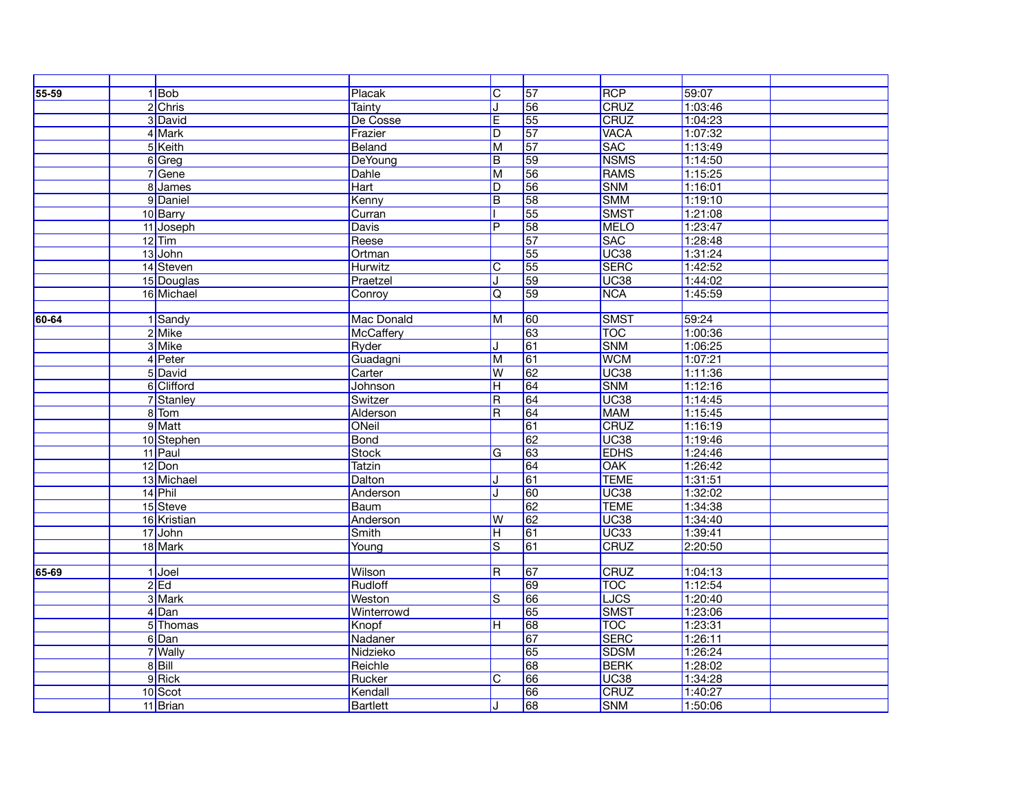| | | | | | | | | |
|---|---|---|---|---|---|---|---|---|
| 55-59 | 1 | Bob | Placak | C | 57 | RCP | 59:07 | |
| | 2 | Chris | Tainty | J | 56 | CRUZ | 1:03:46 | |
| | 3 | David | De Cosse | E | 55 | CRUZ | 1:04:23 | |
| | 4 | Mark | Frazier | D | 57 | VACA | 1:07:32 | |
| | 5 | Keith | Beland | M | 57 | SAC | 1:13:49 | |
| | 6 | Greg | DeYoung | B | 59 | NSMS | 1:14:50 | |
| | 7 | Gene | Dahle | M | 56 | RAMS | 1:15:25 | |
| | 8 | James | Hart | D | 56 | SNM | 1:16:01 | |
| | 9 | Daniel | Kenny | B | 58 | SMM | 1:19:10 | |
| | 10 | Barry | Curran | I | 55 | SMST | 1:21:08 | |
| | 11 | Joseph | Davis | P | 58 | MELO | 1:23:47 | |
| | 12 | Tim | Reese | | 57 | SAC | 1:28:48 | |
| | 13 | John | Ortman | | 55 | UC38 | 1:31:24 | |
| | 14 | Steven | Hurwitz | C | 55 | SERC | 1:42:52 | |
| | 15 | Douglas | Praetzel | J | 59 | UC38 | 1:44:02 | |
| | 16 | Michael | Conroy | Q | 59 | NCA | 1:45:59 | |
| | | | | | | | | |
| 60-64 | 1 | Sandy | Mac Donald | M | 60 | SMST | 59:24 | |
| | 2 | Mike | McCaffery | | 63 | TOC | 1:00:36 | |
| | 3 | Mike | Ryder | J | 61 | SNM | 1:06:25 | |
| | 4 | Peter | Guadagni | M | 61 | WCM | 1:07:21 | |
| | 5 | David | Carter | W | 62 | UC38 | 1:11:36 | |
| | 6 | Clifford | Johnson | H | 64 | SNM | 1:12:16 | |
| | 7 | Stanley | Switzer | R | 64 | UC38 | 1:14:45 | |
| | 8 | Tom | Alderson | R | 64 | MAM | 1:15:45 | |
| | 9 | Matt | ONeil | | 61 | CRUZ | 1:16:19 | |
| | 10 | Stephen | Bond | | 62 | UC38 | 1:19:46 | |
| | 11 | Paul | Stock | G | 63 | EDHS | 1:24:46 | |
| | 12 | Don | Tatzin | | 64 | OAK | 1:26:42 | |
| | 13 | Michael | Dalton | J | 61 | TEME | 1:31:51 | |
| | 14 | Phil | Anderson | J | 60 | UC38 | 1:32:02 | |
| | 15 | Steve | Baum | | 62 | TEME | 1:34:38 | |
| | 16 | Kristian | Anderson | W | 62 | UC38 | 1:34:40 | |
| | 17 | John | Smith | H | 61 | UC33 | 1:39:41 | |
| | 18 | Mark | Young | S | 61 | CRUZ | 2:20:50 | |
| | | | | | | | | |
| 65-69 | 1 | Joel | Wilson | R | 67 | CRUZ | 1:04:13 | |
| | 2 | Ed | Rudloff | | 69 | TOC | 1:12:54 | |
| | 3 | Mark | Weston | S | 66 | LJCS | 1:20:40 | |
| | 4 | Dan | Winterrowd | | 65 | SMST | 1:23:06 | |
| | 5 | Thomas | Knopf | H | 68 | TOC | 1:23:31 | |
| | 6 | Dan | Nadaner | | 67 | SERC | 1:26:11 | |
| | 7 | Wally | Nidzieko | | 65 | SDSM | 1:26:24 | |
| | 8 | Bill | Reichle | | 68 | BERK | 1:28:02 | |
| | 9 | Rick | Rucker | C | 66 | UC38 | 1:34:28 | |
| | 10 | Scot | Kendall | | 66 | CRUZ | 1:40:27 | |
| | 11 | Brian | Bartlett | J | 68 | SNM | 1:50:06 | |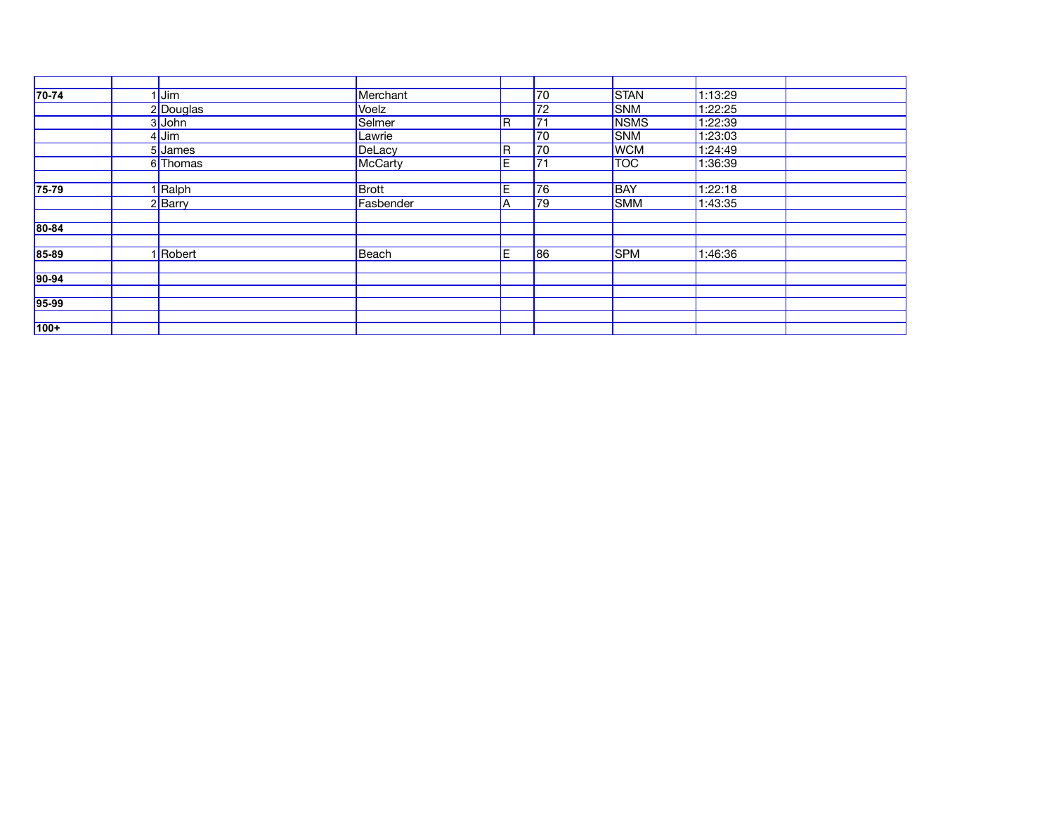| | | | | | | | | |
|---|---|---|---|---|---|---|---|---|
| **70-74** | 1 | Jim | Merchant | | 70 | STAN | 1:13:29 | |
| | 2 | Douglas | Voelz | | 72 | SNM | 1:22:25 | |
| | 3 | John | Selmer | R | 71 | NSMS | 1:22:39 | |
| | 4 | Jim | Lawrie | | 70 | SNM | 1:23:03 | |
| | 5 | James | DeLacy | R | 70 | WCM | 1:24:49 | |
| | 6 | Thomas | McCarty | E | 71 | TOC | 1:36:39 | |
| | | | | | | | | |
| **75-79** | 1 | Ralph | Brott | E | 76 | BAY | 1:22:18 | |
| | 2 | Barry | Fasbender | A | 79 | SMM | 1:43:35 | |
| | | | | | | | | |
| **80-84** | | | | | | | | |
| | | | | | | | | |
| **85-89** | 1 | Robert | Beach | E | 86 | SPM | 1:46:36 | |
| | | | | | | | | |
| **90-94** | | | | | | | | |
| | | | | | | | | |
| **95-99** | | | | | | | | |
| | | | | | | | | |
| **100+** | | | | | | | | |